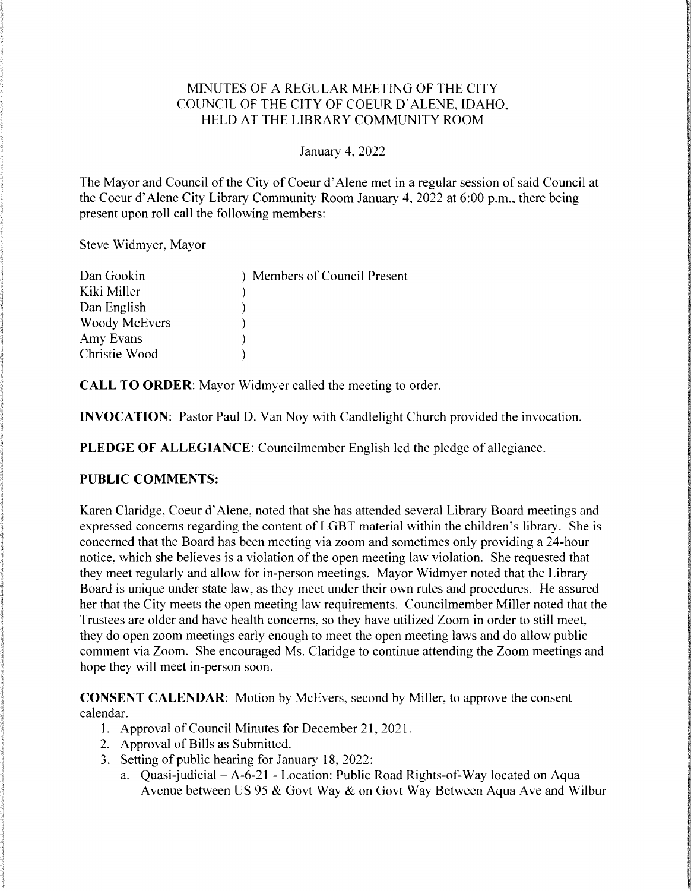# MINUTES OF A REGULAR MEETING OF THE CITY COUNCIL OF THE CITY OF COEUR D'ALENE, IDAHO, HELD AT THE LIBRARY COMMUNITY ROOM

January 4, 2022

The Mayor and Council of the City of Coeur d'Alene met in a regular session of said Council at the Coeur d'Alene City Library Community Room January 4, 2022 at 6:00 p.m., there being present upon roll call the following members:

Steve Widmyer, Mayor

Dan Gookin ) Members of Council Present
Kiki Miller )
Dan English )
Woody McEvers )
Amy Evans )
Christie Wood )

**CALL TO ORDER**: Mayor Widmyer called the meeting to order.

**INVOCATION**: Pastor Paul D. Van Noy with Candlelight Church provided the invocation.

**PLEDGE OF ALLEGIANCE**: Councilmember English led the pledge of allegiance.

**PUBLIC COMMENTS:**

Karen Claridge, Coeur d'Alene, noted that she has attended several Library Board meetings and expressed concerns regarding the content of LGBT material within the children's library. She is concerned that the Board has been meeting via zoom and sometimes only providing a 24-hour notice, which she believes is a violation of the open meeting law violation. She requested that they meet regularly and allow for in-person meetings. Mayor Widmyer noted that the Library Board is unique under state law, as they meet under their own rules and procedures. He assured her that the City meets the open meeting law requirements. Councilmember Miller noted that the Trustees are older and have health concerns, so they have utilized Zoom in order to still meet, they do open zoom meetings early enough to meet the open meeting laws and do allow public comment via Zoom. She encouraged Ms. Claridge to continue attending the Zoom meetings and hope they will meet in-person soon.

**CONSENT CALENDAR**: Motion by McEvers, second by Miller, to approve the consent calendar.

1. Approval of Council Minutes for December 21, 2021.
2. Approval of Bills as Submitted.
3. Setting of public hearing for January 18, 2022:
   a. Quasi-judicial – A-6-21 - Location: Public Road Rights-of-Way located on Aqua Avenue between US 95 & Govt Way & on Govt Way Between Aqua Ave and Wilbur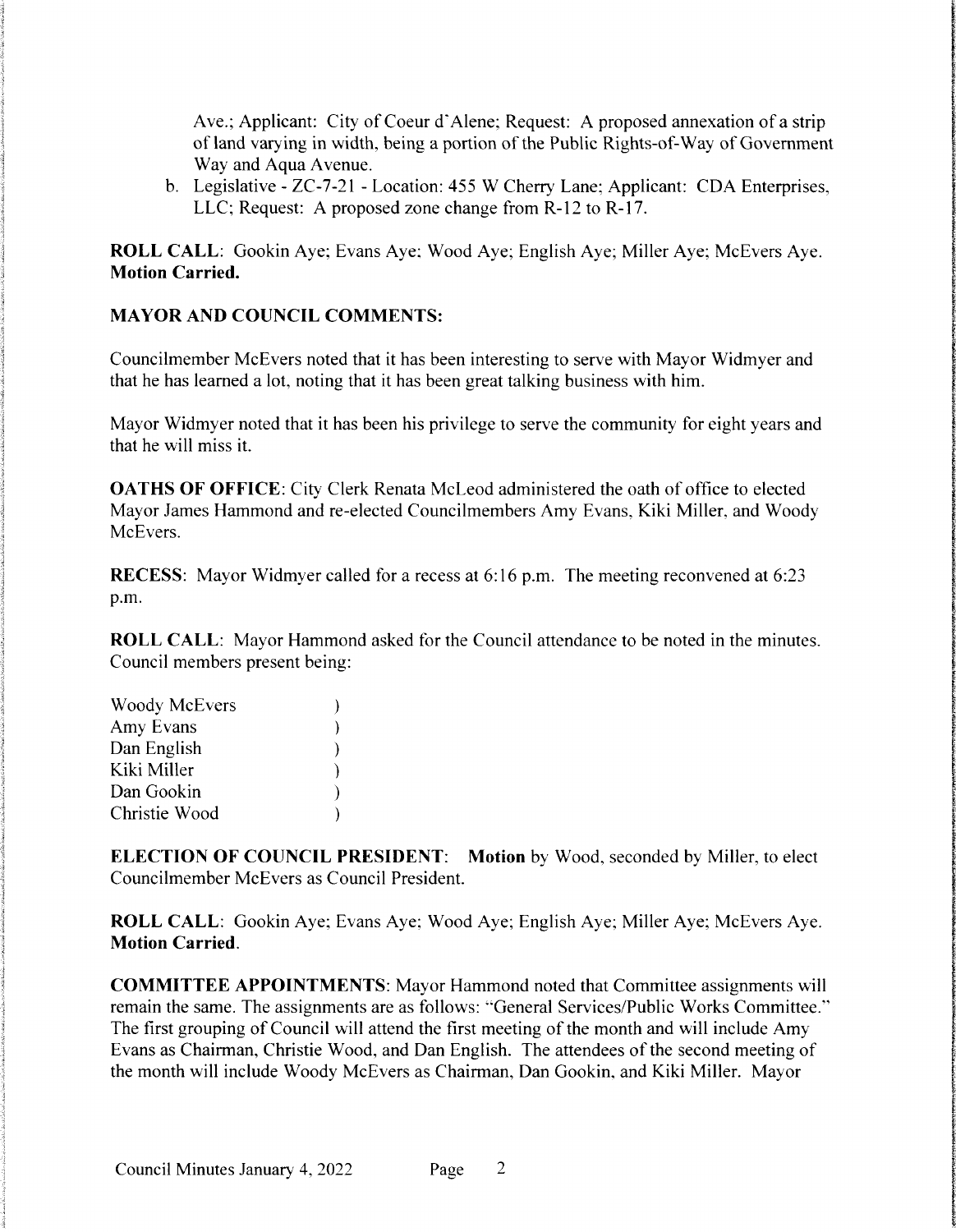Ave.; Applicant: City of Coeur d'Alene; Request: A proposed annexation of a strip of land varying in width, being a portion of the Public Rights-of-Way of Government Way and Aqua Avenue.

b. Legislative - ZC-7-21 - Location: 455 W Cherry Lane; Applicant: CDA Enterprises, LLC; Request: A proposed zone change from R-12 to R-17.

**ROLL CALL**: Gookin Aye; Evans Aye; Wood Aye; English Aye; Miller Aye; McEvers Aye. **Motion Carried.**

**MAYOR AND COUNCIL COMMENTS:**

Councilmember McEvers noted that it has been interesting to serve with Mayor Widmyer and that he has learned a lot, noting that it has been great talking business with him.

Mayor Widmyer noted that it has been his privilege to serve the community for eight years and that he will miss it.

**OATHS OF OFFICE**: City Clerk Renata McLeod administered the oath of office to elected Mayor James Hammond and re-elected Councilmembers Amy Evans, Kiki Miller, and Woody McEvers.

**RECESS**: Mayor Widmyer called for a recess at 6:16 p.m. The meeting reconvened at 6:23 p.m.

**ROLL CALL**: Mayor Hammond asked for the Council attendance to be noted in the minutes. Council members present being:

Woody McEvers )
Amy Evans )
Dan English )
Kiki Miller )
Dan Gookin )
Christie Wood )

**ELECTION OF COUNCIL PRESIDENT**: **Motion** by Wood, seconded by Miller, to elect Councilmember McEvers as Council President.

**ROLL CALL**: Gookin Aye; Evans Aye; Wood Aye; English Aye; Miller Aye; McEvers Aye. **Motion Carried**.

**COMMITTEE APPOINTMENTS**: Mayor Hammond noted that Committee assignments will remain the same. The assignments are as follows: "General Services/Public Works Committee." The first grouping of Council will attend the first meeting of the month and will include Amy Evans as Chairman, Christie Wood, and Dan English. The attendees of the second meeting of the month will include Woody McEvers as Chairman, Dan Gookin, and Kiki Miller. Mayor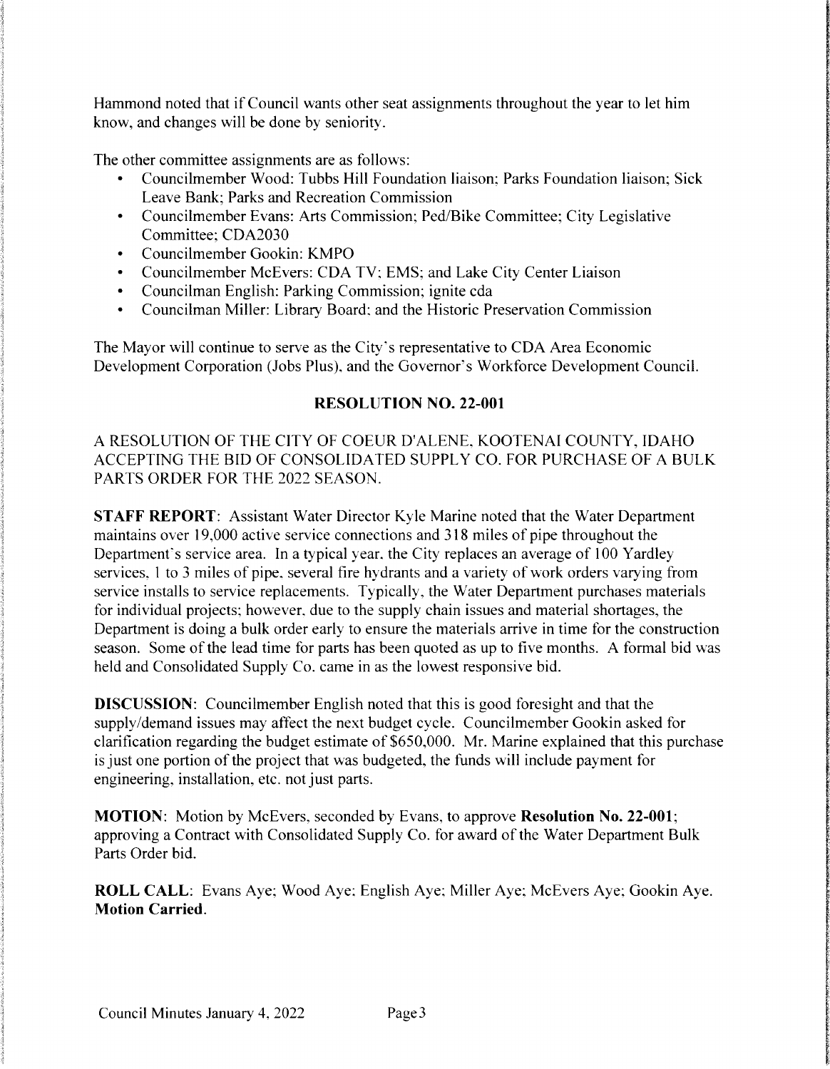Hammond noted that if Council wants other seat assignments throughout the year to let him know, and changes will be done by seniority.

The other committee assignments are as follows:

- Councilmember Wood: Tubbs Hill Foundation liaison; Parks Foundation liaison; Sick Leave Bank; Parks and Recreation Commission
- Councilmember Evans: Arts Commission; Ped/Bike Committee; City Legislative Committee; CDA2030
- Councilmember Gookin: KMPO
- Councilmember McEvers: CDA TV; EMS; and Lake City Center Liaison
- Councilman English: Parking Commission; ignite cda
- Councilman Miller: Library Board; and the Historic Preservation Commission

The Mayor will continue to serve as the City's representative to CDA Area Economic Development Corporation (Jobs Plus), and the Governor's Workforce Development Council.

**RESOLUTION NO. 22-001**

A RESOLUTION OF THE CITY OF COEUR D'ALENE, KOOTENAI COUNTY, IDAHO ACCEPTING THE BID OF CONSOLIDATED SUPPLY CO. FOR PURCHASE OF A BULK PARTS ORDER FOR THE 2022 SEASON.

**STAFF REPORT**: Assistant Water Director Kyle Marine noted that the Water Department maintains over 19,000 active service connections and 318 miles of pipe throughout the Department's service area. In a typical year, the City replaces an average of 100 Yardley services, 1 to 3 miles of pipe, several fire hydrants and a variety of work orders varying from service installs to service replacements. Typically, the Water Department purchases materials for individual projects; however, due to the supply chain issues and material shortages, the Department is doing a bulk order early to ensure the materials arrive in time for the construction season. Some of the lead time for parts has been quoted as up to five months. A formal bid was held and Consolidated Supply Co. came in as the lowest responsive bid.

**DISCUSSION**: Councilmember English noted that this is good foresight and that the supply/demand issues may affect the next budget cycle. Councilmember Gookin asked for clarification regarding the budget estimate of $650,000. Mr. Marine explained that this purchase is just one portion of the project that was budgeted, the funds will include payment for engineering, installation, etc. not just parts.

**MOTION**: Motion by McEvers, seconded by Evans, to approve **Resolution No. 22-001**; approving a Contract with Consolidated Supply Co. for award of the Water Department Bulk Parts Order bid.

**ROLL CALL**: Evans Aye; Wood Aye; English Aye; Miller Aye; McEvers Aye; Gookin Aye. **Motion Carried**.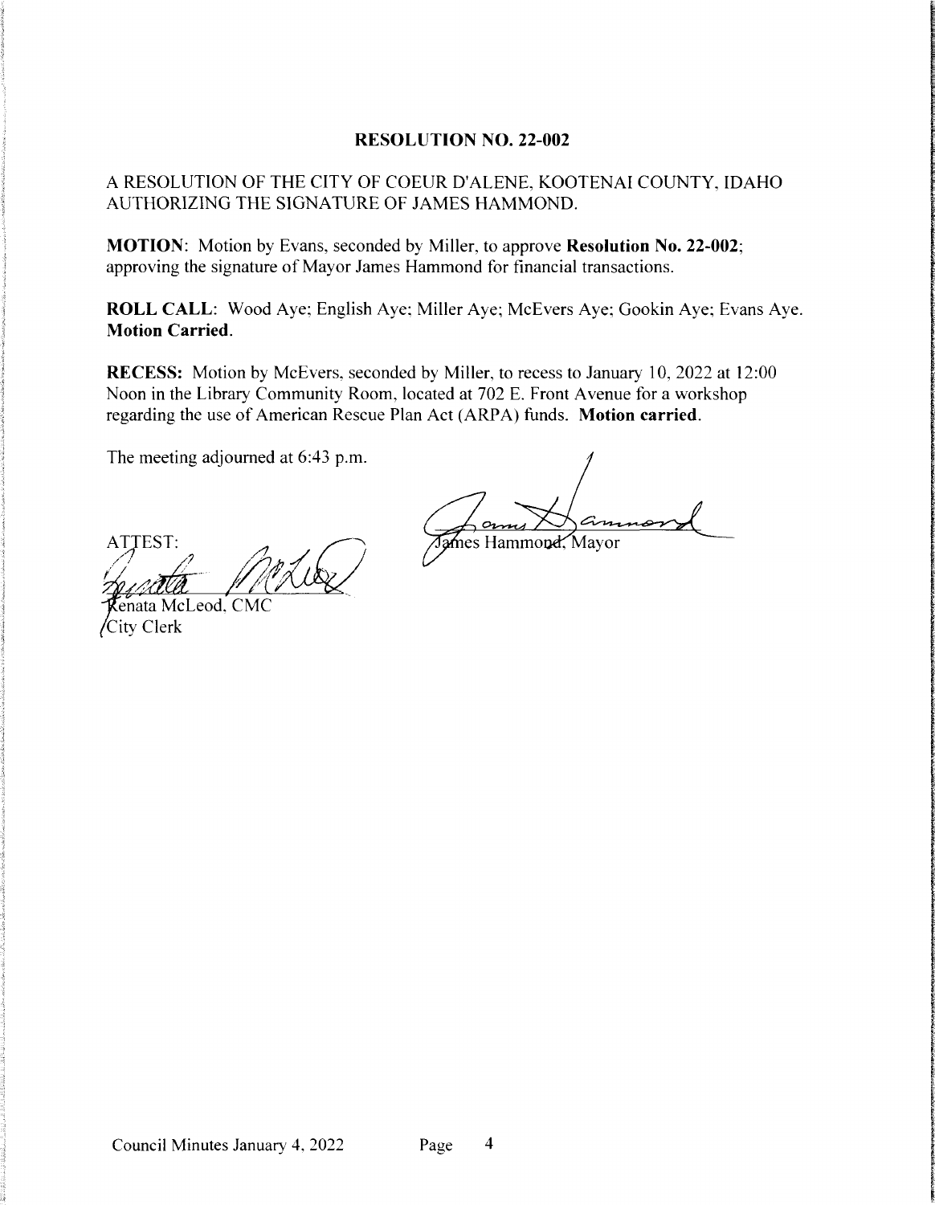**RESOLUTION NO. 22-002**

A RESOLUTION OF THE CITY OF COEUR D'ALENE, KOOTENAI COUNTY, IDAHO AUTHORIZING THE SIGNATURE OF JAMES HAMMOND.

**MOTION**: Motion by Evans, seconded by Miller, to approve **Resolution No. 22-002**; approving the signature of Mayor James Hammond for financial transactions.

**ROLL CALL**: Wood Aye; English Aye; Miller Aye; McEvers Aye; Gookin Aye; Evans Aye. **Motion Carried**.

**RECESS:** Motion by McEvers, seconded by Miller, to recess to January 10, 2022 at 12:00 Noon in the Library Community Room, located at 702 E. Front Avenue for a workshop regarding the use of American Rescue Plan Act (ARPA) funds. **Motion carried**.

The meeting adjourned at 6:43 p.m.

James Hammond, Mayor

ATTEST:

Renata McLeod, CMC
City Clerk